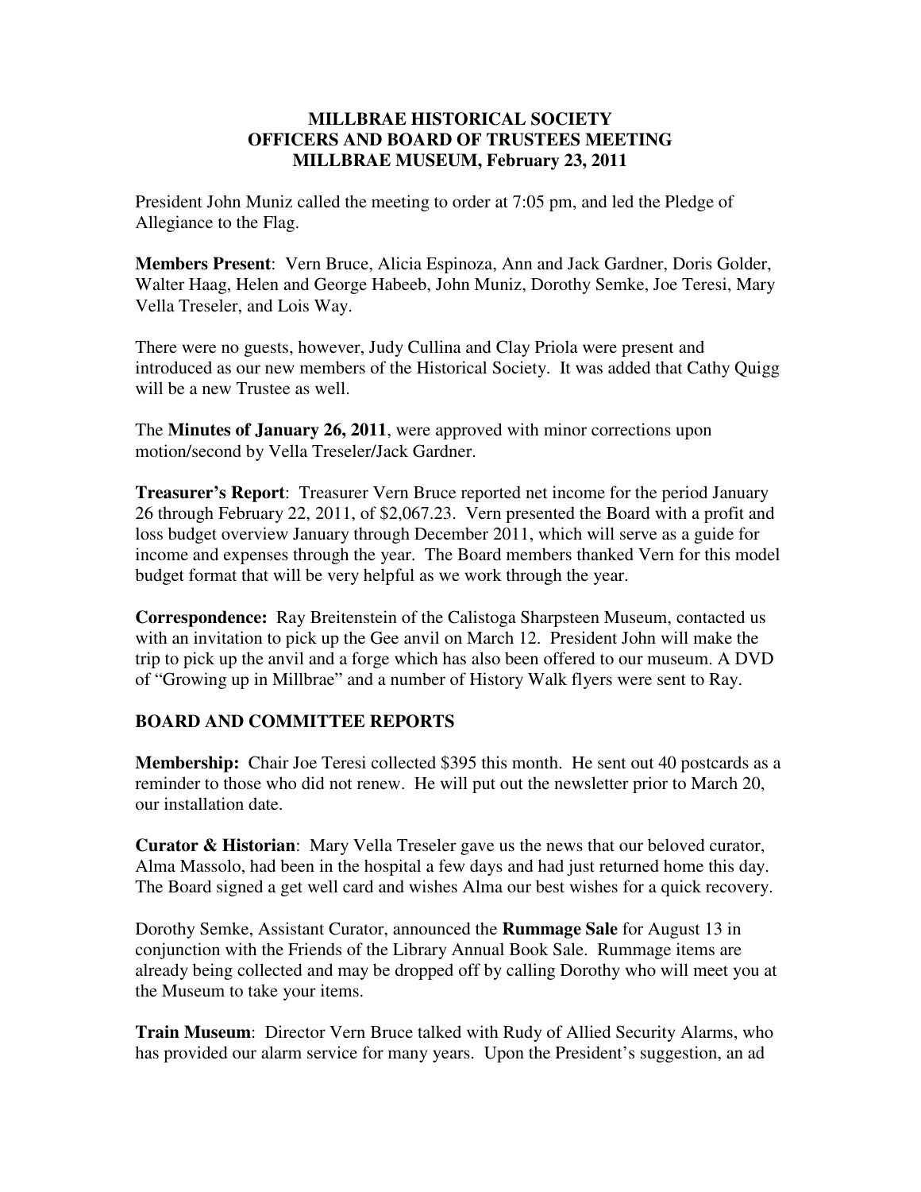**MILLBRAE HISTORICAL SOCIETY**
**OFFICERS AND BOARD OF TRUSTEES MEETING**
**MILLBRAE MUSEUM, February 23, 2011**

President John Muniz called the meeting to order at 7:05 pm, and led the Pledge of Allegiance to the Flag.

**Members Present**: Vern Bruce, Alicia Espinoza, Ann and Jack Gardner, Doris Golder, Walter Haag, Helen and George Habeeb, John Muniz, Dorothy Semke, Joe Teresi, Mary Vella Treseler, and Lois Way.

There were no guests, however, Judy Cullina and Clay Priola were present and introduced as our new members of the Historical Society. It was added that Cathy Quigg will be a new Trustee as well.

The **Minutes of January 26, 2011**, were approved with minor corrections upon motion/second by Vella Treseler/Jack Gardner.

**Treasurer's Report**: Treasurer Vern Bruce reported net income for the period January 26 through February 22, 2011, of $2,067.23. Vern presented the Board with a profit and loss budget overview January through December 2011, which will serve as a guide for income and expenses through the year. The Board members thanked Vern for this model budget format that will be very helpful as we work through the year.

**Correspondence:** Ray Breitenstein of the Calistoga Sharpsteen Museum, contacted us with an invitation to pick up the Gee anvil on March 12. President John will make the trip to pick up the anvil and a forge which has also been offered to our museum. A DVD of "Growing up in Millbrae" and a number of History Walk flyers were sent to Ray.

**BOARD AND COMMITTEE REPORTS**

**Membership:** Chair Joe Teresi collected $395 this month. He sent out 40 postcards as a reminder to those who did not renew. He will put out the newsletter prior to March 20, our installation date.

**Curator & Historian**: Mary Vella Treseler gave us the news that our beloved curator, Alma Massolo, had been in the hospital a few days and had just returned home this day. The Board signed a get well card and wishes Alma our best wishes for a quick recovery.

Dorothy Semke, Assistant Curator, announced the **Rummage Sale** for August 13 in conjunction with the Friends of the Library Annual Book Sale. Rummage items are already being collected and may be dropped off by calling Dorothy who will meet you at the Museum to take your items.

**Train Museum**: Director Vern Bruce talked with Rudy of Allied Security Alarms, who has provided our alarm service for many years. Upon the President's suggestion, an ad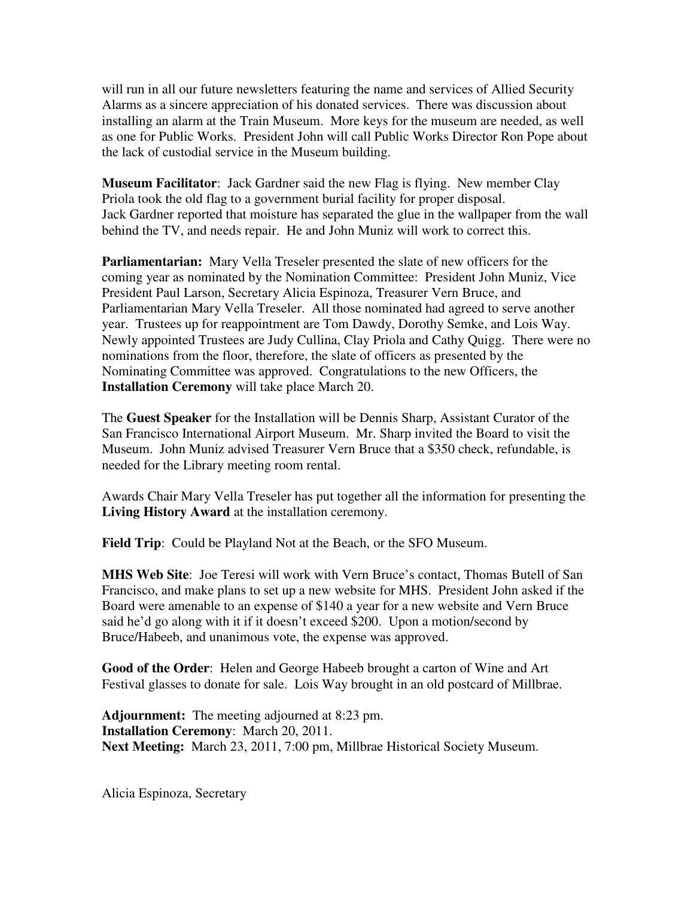will run in all our future newsletters featuring the name and services of Allied Security Alarms as a sincere appreciation of his donated services. There was discussion about installing an alarm at the Train Museum. More keys for the museum are needed, as well as one for Public Works. President John will call Public Works Director Ron Pope about the lack of custodial service in the Museum building.

**Museum Facilitator**: Jack Gardner said the new Flag is flying. New member Clay Priola took the old flag to a government burial facility for proper disposal. Jack Gardner reported that moisture has separated the glue in the wallpaper from the wall behind the TV, and needs repair. He and John Muniz will work to correct this.

**Parliamentarian:** Mary Vella Treseler presented the slate of new officers for the coming year as nominated by the Nomination Committee: President John Muniz, Vice President Paul Larson, Secretary Alicia Espinoza, Treasurer Vern Bruce, and Parliamentarian Mary Vella Treseler. All those nominated had agreed to serve another year. Trustees up for reappointment are Tom Dawdy, Dorothy Semke, and Lois Way. Newly appointed Trustees are Judy Cullina, Clay Priola and Cathy Quigg. There were no nominations from the floor, therefore, the slate of officers as presented by the Nominating Committee was approved. Congratulations to the new Officers, the **Installation Ceremony** will take place March 20.

The **Guest Speaker** for the Installation will be Dennis Sharp, Assistant Curator of the San Francisco International Airport Museum. Mr. Sharp invited the Board to visit the Museum. John Muniz advised Treasurer Vern Bruce that a $350 check, refundable, is needed for the Library meeting room rental.

Awards Chair Mary Vella Treseler has put together all the information for presenting the **Living History Award** at the installation ceremony.

**Field Trip**: Could be Playland Not at the Beach, or the SFO Museum.

**MHS Web Site**: Joe Teresi will work with Vern Bruce's contact, Thomas Butell of San Francisco, and make plans to set up a new website for MHS. President John asked if the Board were amenable to an expense of $140 a year for a new website and Vern Bruce said he'd go along with it if it doesn't exceed $200. Upon a motion/second by Bruce/Habeeb, and unanimous vote, the expense was approved.

**Good of the Order**: Helen and George Habeeb brought a carton of Wine and Art Festival glasses to donate for sale. Lois Way brought in an old postcard of Millbrae.

**Adjournment:** The meeting adjourned at 8:23 pm.
**Installation Ceremony**: March 20, 2011.
**Next Meeting:** March 23, 2011, 7:00 pm, Millbrae Historical Society Museum.

Alicia Espinoza, Secretary